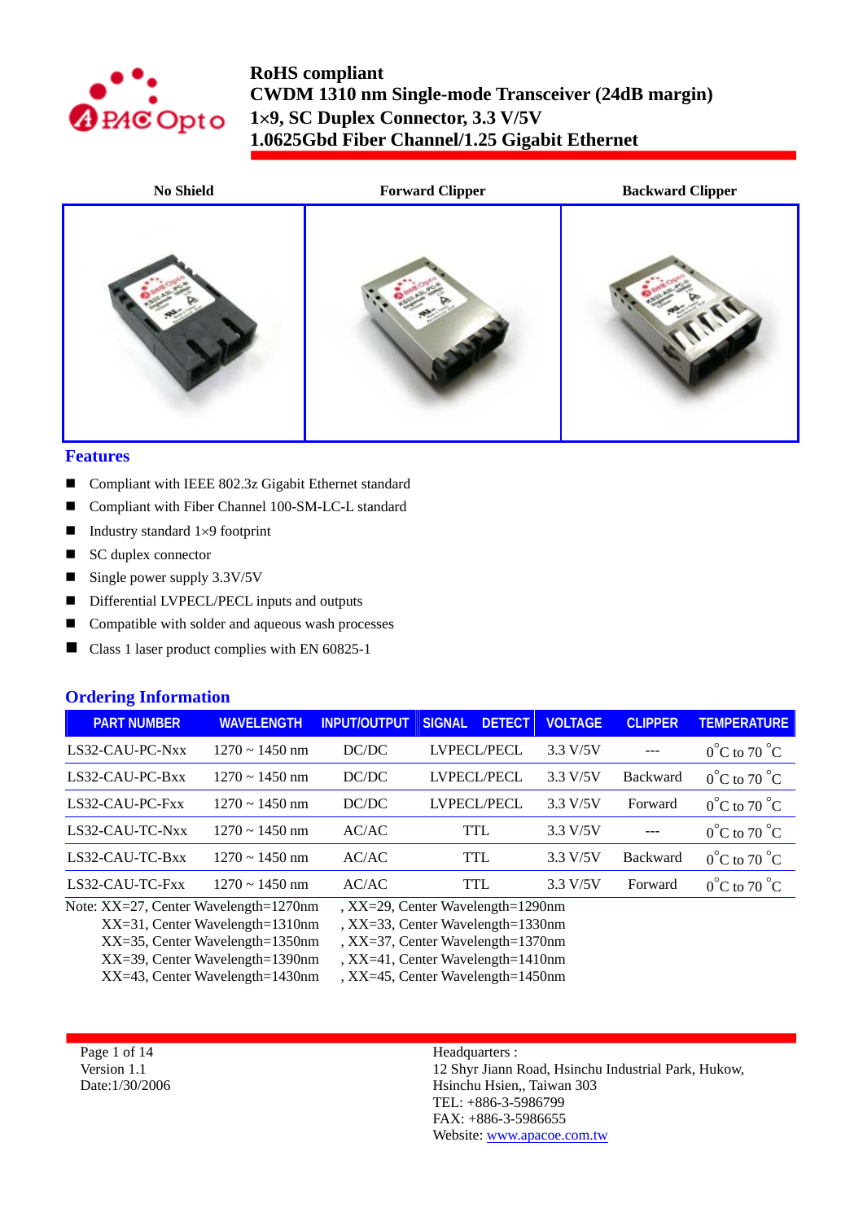# RoHS compliant
# CWDM 1310 nm Single-mode Transceiver (24dB margin)
# 1×9, SC Duplex Connector, 3.3 V/5V
# 1.0625Gbd Fiber Channel/1.25 Gigabit Ethernet

| No Shield | Forward Clipper | Backward Clipper |
|---|---|---|

## Features

- Compliant with IEEE 802.3z Gigabit Ethernet standard
- Compliant with Fiber Channel 100-SM-LC-L standard
- Industry standard 1×9 footprint
- SC duplex connector
- Single power supply 3.3V/5V
- Differential LVPECL/PECL inputs and outputs
- Compatible with solder and aqueous wash processes
- Class 1 laser product complies with EN 60825-1

## Ordering Information

| PART NUMBER | WAVELENGTH | INPUT/OUTPUT | SIGNAL DETECT | VOLTAGE | CLIPPER | TEMPERATURE |
|---|---|---|---|---|---|---|
| LS32-CAU-PC-Nxx | 1270 ~ 1450 nm | DC/DC | LVPECL/PECL | 3.3 V/5V | --- | 0°C to 70 °C |
| LS32-CAU-PC-Bxx | 1270 ~ 1450 nm | DC/DC | LVPECL/PECL | 3.3 V/5V | Backward | 0°C to 70 °C |
| LS32-CAU-PC-Fxx | 1270 ~ 1450 nm | DC/DC | LVPECL/PECL | 3.3 V/5V | Forward | 0°C to 70 °C |
| LS32-CAU-TC-Nxx | 1270 ~ 1450 nm | AC/AC | TTL | 3.3 V/5V | --- | 0°C to 70 °C |
| LS32-CAU-TC-Bxx | 1270 ~ 1450 nm | AC/AC | TTL | 3.3 V/5V | Backward | 0°C to 70 °C |
| LS32-CAU-TC-Fxx | 1270 ~ 1450 nm | AC/AC | TTL | 3.3 V/5V | Forward | 0°C to 70 °C |

Note: XX=27, Center Wavelength=1270nm , XX=29, Center Wavelength=1290nm
XX=31, Center Wavelength=1310nm , XX=33, Center Wavelength=1330nm
XX=35, Center Wavelength=1350nm , XX=37, Center Wavelength=1370nm
XX=39, Center Wavelength=1390nm , XX=41, Center Wavelength=1410nm
XX=43, Center Wavelength=1430nm , XX=45, Center Wavelength=1450nm

Version 1.1
Date:1/30/2006

Headquarters :
12 Shyr Jiann Road, Hsinchu Industrial Park, Hukow,
Hsinchu Hsien,, Taiwan 303
TEL: +886-3-5986799
FAX: +886-3-5986655
Website: www.apacoe.com.tw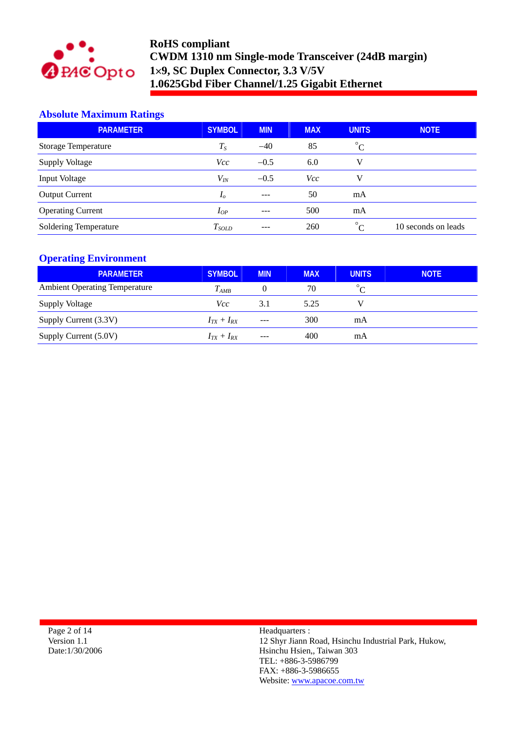## Absolute Maximum Ratings

| PARAMETER | SYMBOL | MIN | MAX | UNITS | NOTE |
|---|---|---|---|---|---|
| Storage Temperature | $T_S$ | –40 | 85 | °C | |
| Supply Voltage | $Vcc$ | –0.5 | 6.0 | V | |
| Input Voltage | $V_{IN}$ | –0.5 | $Vcc$ | V | |
| Output Current | $I_o$ | --- | 50 | mA | |
| Operating Current | $I_{OP}$ | --- | 500 | mA | |
| Soldering Temperature | $T_{SOLD}$ | --- | 260 | °C | 10 seconds on leads |

## Operating Environment

| PARAMETER | SYMBOL | MIN | MAX | UNITS | NOTE |
|---|---|---|---|---|---|
| Ambient Operating Temperature | $T_{AMB}$ | 0 | 70 | °C | |
| Supply Voltage | $Vcc$ | 3.1 | 5.25 | V | |
| Supply Current (3.3V) | $I_{TX} + I_{RX}$ | --- | 300 | mA | |
| Supply Current (5.0V) | $I_{TX} + I_{RX}$ | --- | 400 | mA | |

Version 1.1
Date:1/30/2006

Headquarters :
12 Shyr Jiann Road, Hsinchu Industrial Park, Hukow,
Hsinchu Hsien,, Taiwan 303
TEL: +886-3-5986799
FAX: +886-3-5986655
Website: www.apacoe.com.tw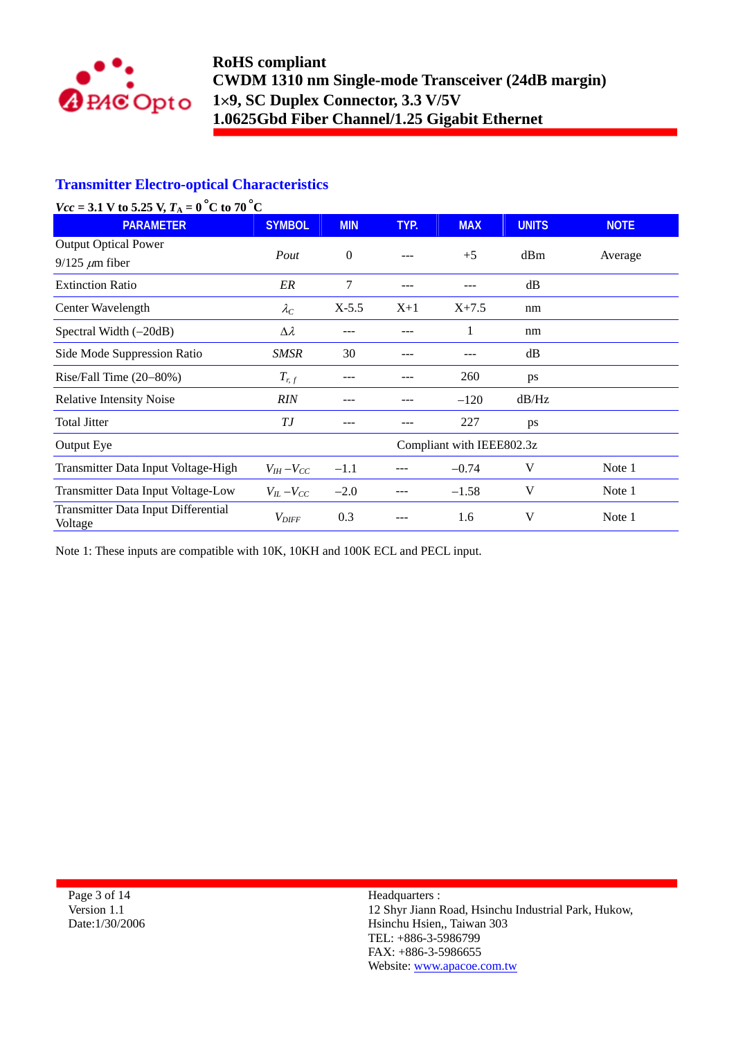## Transmitter Electro-optical Characteristics

*Vcc* = 3.1 V to 5.25 V, $T_A$ = 0 °C to 70 °C

| PARAMETER | SYMBOL | MIN | TYP. | MAX | UNITS | NOTE |
|---|---|---|---|---|---|---|
| Output Optical Power 9/125 $\mu$m fiber | *Pout* | 0 | --- | +5 | dBm | Average |
| Extinction Ratio | *ER* | 7 | --- | --- | dB | |
| Center Wavelength | $\lambda_C$ | X-5.5 | X+1 | X+7.5 | nm | |
| Spectral Width (–20dB) | $\Delta\lambda$ | --- | --- | 1 | nm | |
| Side Mode Suppression Ratio | *SMSR* | 30 | --- | --- | dB | |
| Rise/Fall Time (20–80%) | $T_{r,\,f}$ | --- | --- | 260 | ps | |
| Relative Intensity Noise | *RIN* | --- | --- | –120 | dB/Hz | |
| Total Jitter | *TJ* | --- | --- | 227 | ps | |
| Output Eye | | | Compliant with IEEE802.3z | | | |
| Transmitter Data Input Voltage-High | $V_{IH} - V_{CC}$ | –1.1 | --- | –0.74 | V | Note 1 |
| Transmitter Data Input Voltage-Low | $V_{IL} - V_{CC}$ | –2.0 | --- | –1.58 | V | Note 1 |
| Transmitter Data Input Differential Voltage | $V_{DIFF}$ | 0.3 | --- | 1.6 | V | Note 1 |

Note 1: These inputs are compatible with 10K, 10KH and 100K ECL and PECL input.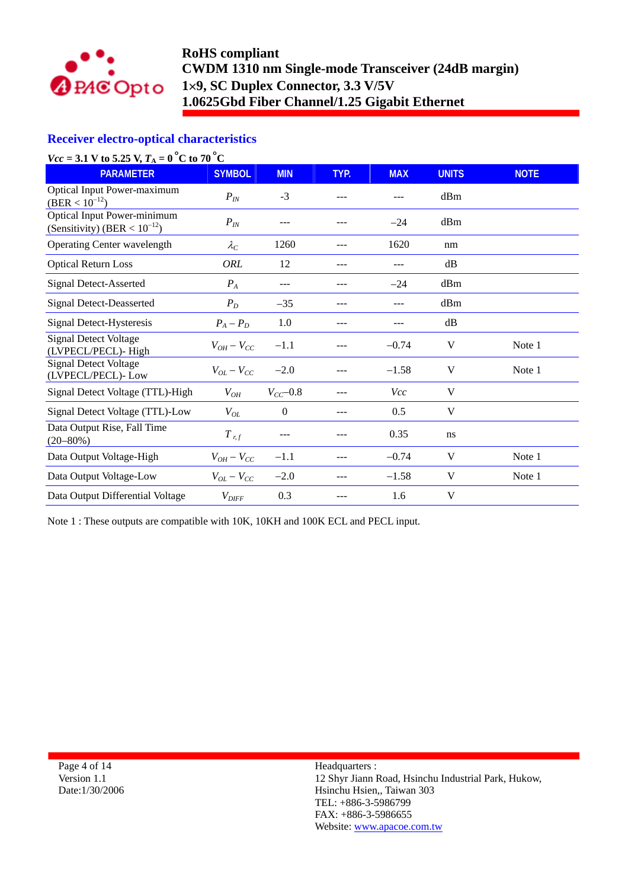## Receiver electro-optical characteristics

**$Vcc$ = 3.1 V to 5.25 V, $T_A$ = 0 °C to 70 °C**

| PARAMETER | SYMBOL | MIN | TYP. | MAX | UNITS | NOTE |
|---|---|---|---|---|---|---|
| Optical Input Power-maximum (BER < $10^{-12}$) | $P_{IN}$ | -3 | --- | --- | dBm | |
| Optical Input Power-minimum (Sensitivity) (BER < $10^{-12}$) | $P_{IN}$ | --- | --- | –24 | dBm | |
| Operating Center wavelength | $\lambda_C$ | 1260 | --- | 1620 | nm | |
| Optical Return Loss | $ORL$ | 12 | --- | --- | dB | |
| Signal Detect-Asserted | $P_A$ | --- | --- | –24 | dBm | |
| Signal Detect-Deasserted | $P_D$ | –35 | --- | --- | dBm | |
| Signal Detect-Hysteresis | $P_A - P_D$ | 1.0 | --- | --- | dB | |
| Signal Detect Voltage (LVPECL/PECL)- High | $V_{OH} - V_{CC}$ | –1.1 | --- | –0.74 | V | Note 1 |
| Signal Detect Voltage (LVPECL/PECL)- Low | $V_{OL} - V_{CC}$ | –2.0 | --- | –1.58 | V | Note 1 |
| Signal Detect Voltage (TTL)-High | $V_{OH}$ | $V_{CC}$–0.8 | --- | $Vcc$ | V | |
| Signal Detect Voltage (TTL)-Low | $V_{OL}$ | 0 | --- | 0.5 | V | |
| Data Output Rise, Fall Time (20–80%) | $T_{r,f}$ | --- | --- | 0.35 | ns | |
| Data Output Voltage-High | $V_{OH} - V_{CC}$ | –1.1 | --- | –0.74 | V | Note 1 |
| Data Output Voltage-Low | $V_{OL} - V_{CC}$ | –2.0 | --- | –1.58 | V | Note 1 |
| Data Output Differential Voltage | $V_{DIFF}$ | 0.3 | --- | 1.6 | V | |

Note 1 : These outputs are compatible with 10K, 10KH and 100K ECL and PECL input.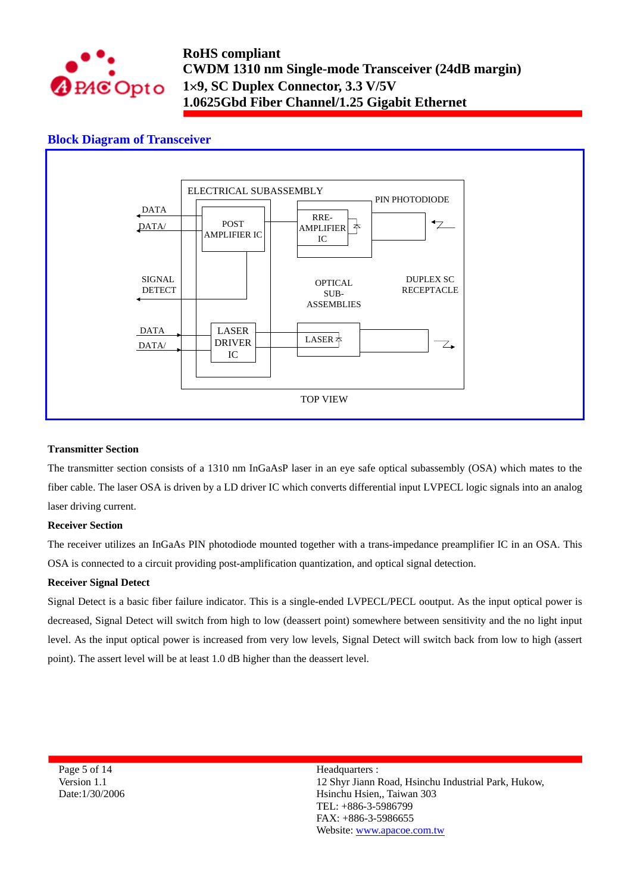## Block Diagram of Transceiver

ELECTRICAL SUBASSEMBLY

DATA

DATA/

POST AMPLIFIER IC

RRE-AMPLIFIER IC

PIN PHOTODIODE

SIGNAL DETECT

OPTICAL SUB-ASSEMBLIES

DUPLEX SC RECEPTACLE

DATA

DATA/

LASER DRIVER IC

LASER

TOP VIEW

**Transmitter Section**

The transmitter section consists of a 1310 nm InGaAsP laser in an eye safe optical subassembly (OSA) which mates to the fiber cable. The laser OSA is driven by a LD driver IC which converts differential input LVPECL logic signals into an analog laser driving current.

**Receiver Section**

The receiver utilizes an InGaAs PIN photodiode mounted together with a trans-impedance preamplifier IC in an OSA. This OSA is connected to a circuit providing post-amplification quantization, and optical signal detection.

**Receiver Signal Detect**

Signal Detect is a basic fiber failure indicator. This is a single-ended LVPECL/PECL ooutput. As the input optical power is decreased, Signal Detect will switch from high to low (deassert point) somewhere between sensitivity and the no light input level. As the input optical power is increased from very low levels, Signal Detect will switch back from low to high (assert point). The assert level will be at least 1.0 dB higher than the deassert level.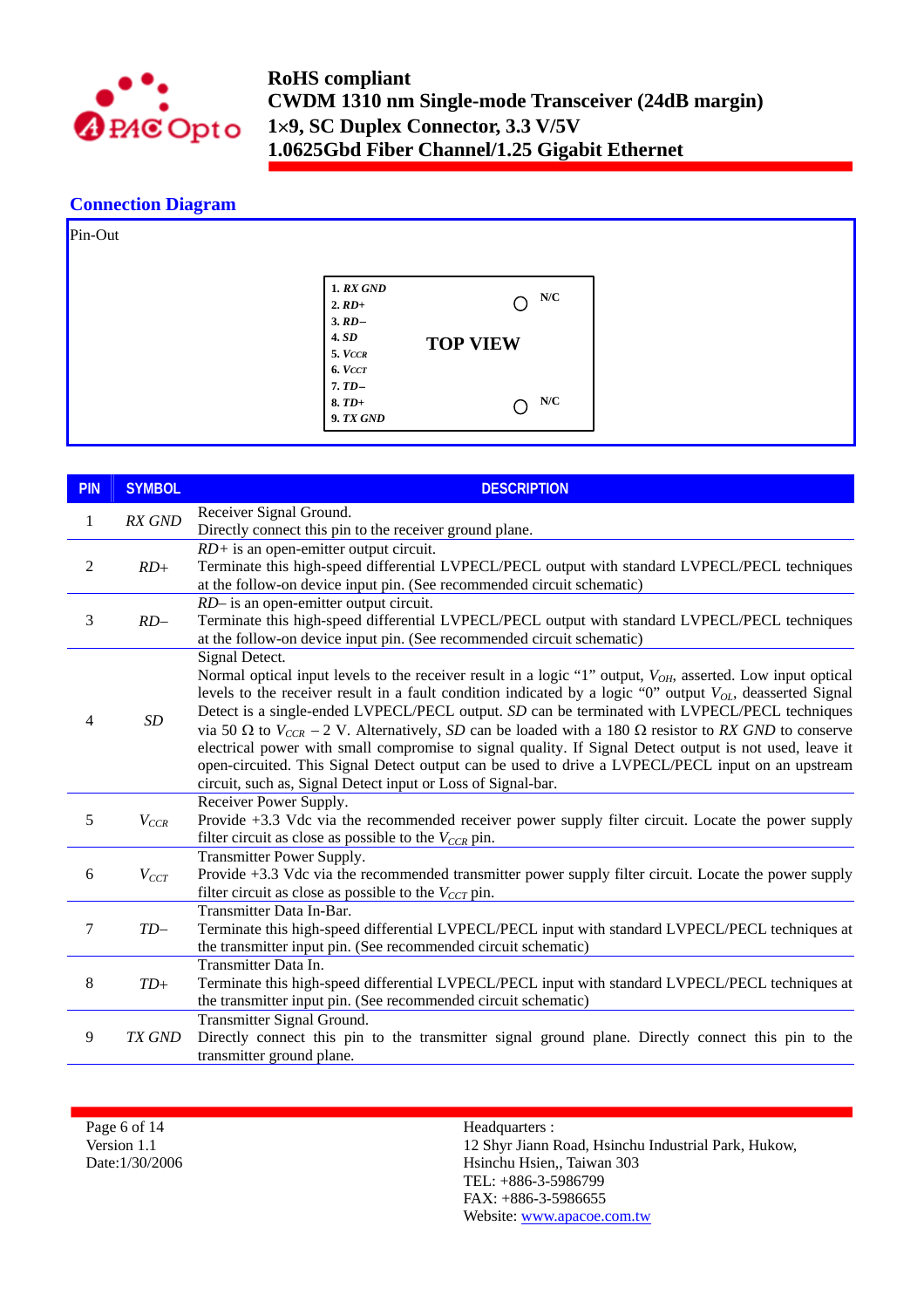## Connection Diagram

Pin-Out

1. *RX GND*
2. *RD+*
3. *RD–*
4. *SD*
5. $V_{CCR}$
6. $V_{CCT}$
7. *TD–*
8. *TD+*
9. *TX GND*

TOP VIEW

N/C

N/C

| PIN | SYMBOL | DESCRIPTION |
|---|---|---|
| 1 | *RX GND* | Receiver Signal Ground. Directly connect this pin to the receiver ground plane. |
| 2 | *RD+* | *RD+* is an open-emitter output circuit. Terminate this high-speed differential LVPECL/PECL output with standard LVPECL/PECL techniques at the follow-on device input pin. (See recommended circuit schematic) |
| 3 | *RD–* | *RD–* is an open-emitter output circuit. Terminate this high-speed differential LVPECL/PECL output with standard LVPECL/PECL techniques at the follow-on device input pin. (See recommended circuit schematic) |
| 4 | *SD* | Signal Detect. Normal optical input levels to the receiver result in a logic "1" output, $V_{OH}$, asserted. Low input optical levels to the receiver result in a fault condition indicated by a logic "0" output $V_{OL}$, deasserted Signal Detect is a single-ended LVPECL/PECL output. *SD* can be terminated with LVPECL/PECL techniques via 50 Ω to $V_{CCR}$ – 2 V. Alternatively, *SD* can be loaded with a 180 Ω resistor to *RX GND* to conserve electrical power with small compromise to signal quality. If Signal Detect output is not used, leave it open-circuited. This Signal Detect output can be used to drive a LVPECL/PECL input on an upstream circuit, such as, Signal Detect input or Loss of Signal-bar. |
| 5 | $V_{CCR}$ | Receiver Power Supply. Provide +3.3 Vdc via the recommended receiver power supply filter circuit. Locate the power supply filter circuit as close as possible to the $V_{CCR}$ pin. |
| 6 | $V_{CCT}$ | Transmitter Power Supply. Provide +3.3 Vdc via the recommended transmitter power supply filter circuit. Locate the power supply filter circuit as close as possible to the $V_{CCT}$ pin. |
| 7 | *TD–* | Transmitter Data In-Bar. Terminate this high-speed differential LVPECL/PECL input with standard LVPECL/PECL techniques at the transmitter input pin. (See recommended circuit schematic) |
| 8 | *TD+* | Transmitter Data In. Terminate this high-speed differential LVPECL/PECL input with standard LVPECL/PECL techniques at the transmitter input pin. (See recommended circuit schematic) |
| 9 | *TX GND* | Transmitter Signal Ground. Directly connect this pin to the transmitter signal ground plane. Directly connect this pin to the transmitter ground plane. |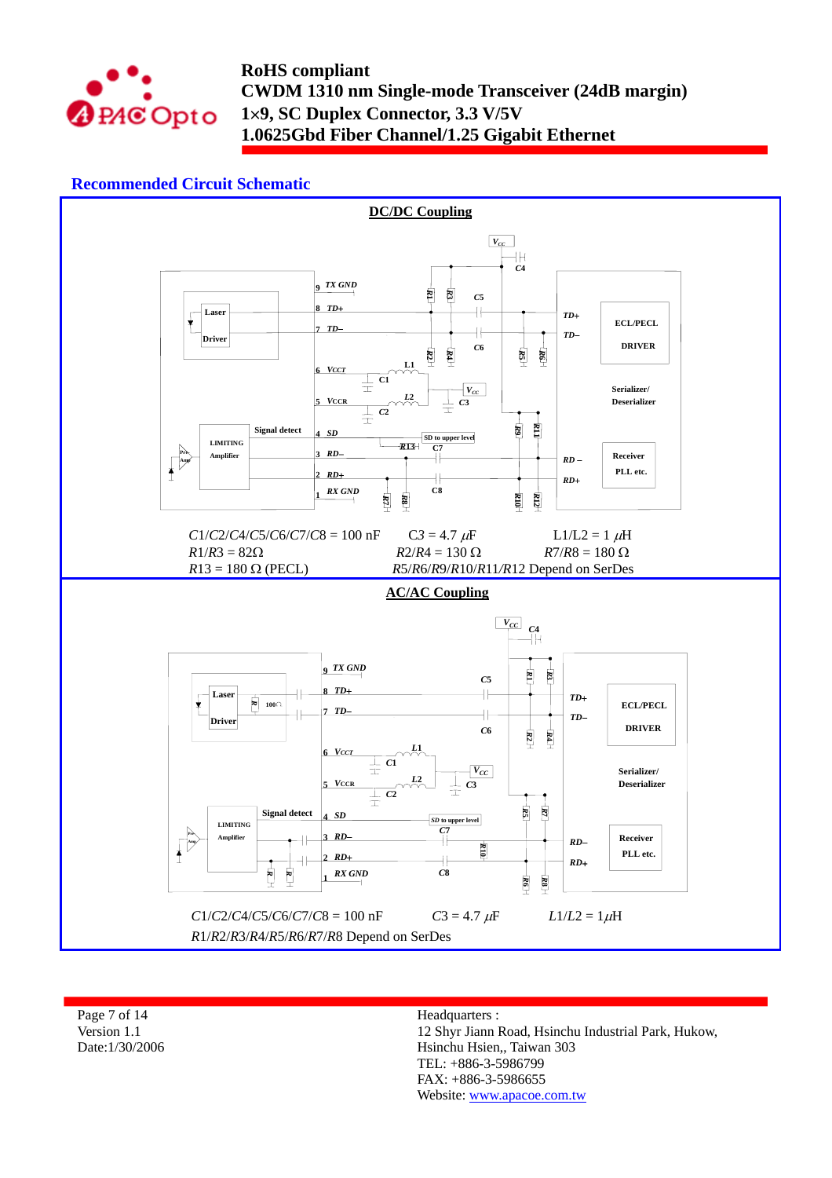## Recommended Circuit Schematic

### DC/DC Coupling

$C1/C2/C4/C5/C6/C7/C8$ = 100 nF $C3$ = 4.7 $\mu F$ L1/L2 = 1 $\mu$H

$R1/R3$ = 82Ω $R2/R4$ = 130 Ω $R7/R8$ = 180 Ω

$R13$ = 180 Ω (PECL) $R5/R6/R9/R10/R11/R12$ Depend on SerDes

### AC/AC Coupling

$C1/C2/C4/C5/C6/C7/C8$ = 100 nF $C3$ = 4.7 $\mu F$ $L1/L2$ = 1$\mu$H

$R1/R2/R3/R4/R5/R6/R7/R8$ Depend on SerDes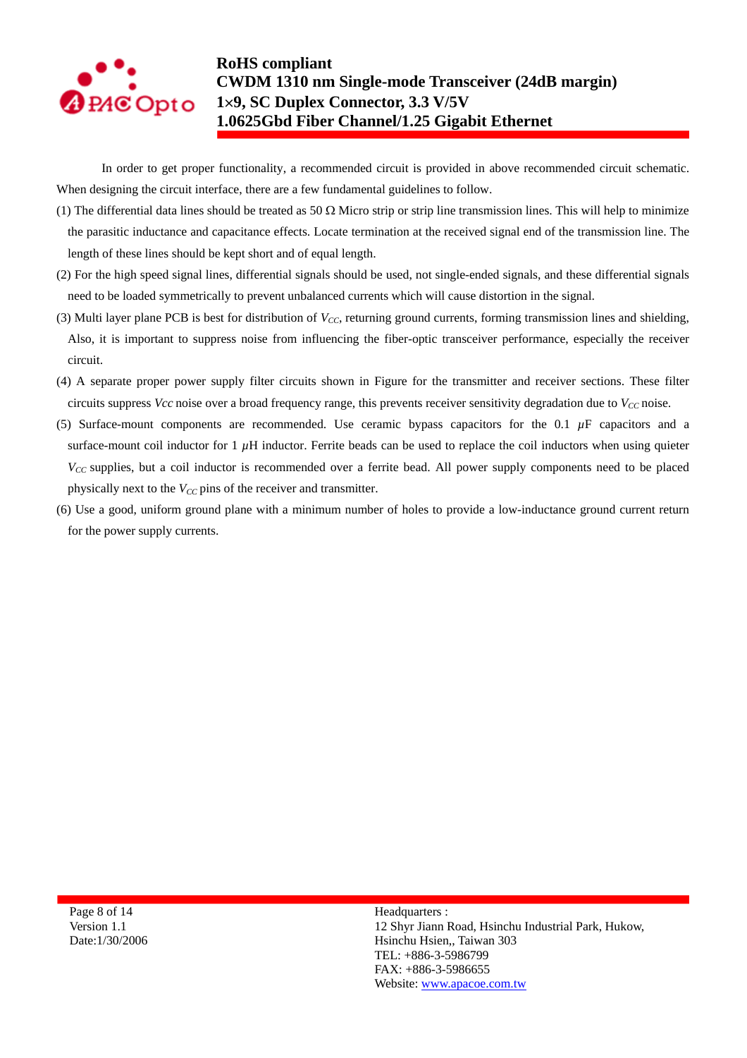In order to get proper functionality, a recommended circuit is provided in above recommended circuit schematic. When designing the circuit interface, there are a few fundamental guidelines to follow.

(1) The differential data lines should be treated as 50 Ω Micro strip or strip line transmission lines. This will help to minimize the parasitic inductance and capacitance effects. Locate termination at the received signal end of the transmission line. The length of these lines should be kept short and of equal length.

(2) For the high speed signal lines, differential signals should be used, not single-ended signals, and these differential signals need to be loaded symmetrically to prevent unbalanced currents which will cause distortion in the signal.

(3) Multi layer plane PCB is best for distribution of $V_{CC}$, returning ground currents, forming transmission lines and shielding, Also, it is important to suppress noise from influencing the fiber-optic transceiver performance, especially the receiver circuit.

(4) A separate proper power supply filter circuits shown in Figure for the transmitter and receiver sections. These filter circuits suppress *Vcc* noise over a broad frequency range, this prevents receiver sensitivity degradation due to $V_{CC}$ noise.

(5) Surface-mount components are recommended. Use ceramic bypass capacitors for the 0.1 $\mu$F capacitors and a surface-mount coil inductor for 1 $\mu$H inductor. Ferrite beads can be used to replace the coil inductors when using quieter $V_{CC}$ supplies, but a coil inductor is recommended over a ferrite bead. All power supply components need to be placed physically next to the $V_{CC}$ pins of the receiver and transmitter.

(6) Use a good, uniform ground plane with a minimum number of holes to provide a low-inductance ground current return for the power supply currents.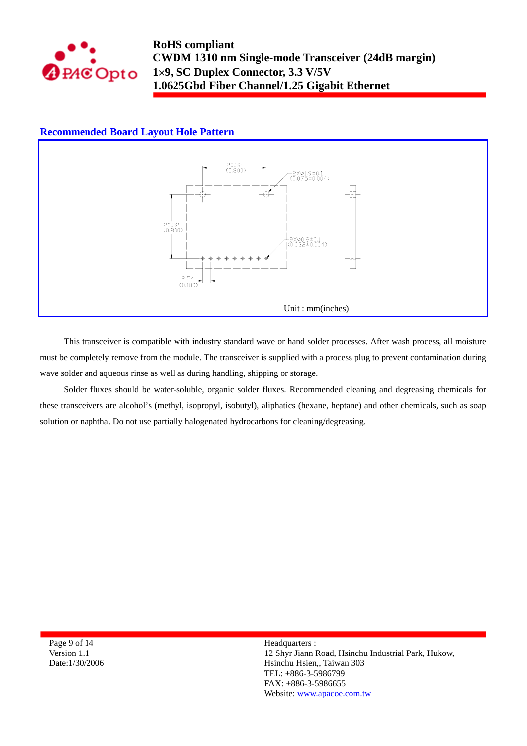## Recommended Board Layout Hole Pattern

20.32 (0.800)

2XØ1.9±0.1 (0.075±0.004)

20.32 (0.800)

9XØ0.8±0.1 (0.032±0.004)

2.54 (0.100)

Unit : mm(inches)

This transceiver is compatible with industry standard wave or hand solder processes. After wash process, all moisture must be completely remove from the module. The transceiver is supplied with a process plug to prevent contamination during wave solder and aqueous rinse as well as during handling, shipping or storage.

Solder fluxes should be water-soluble, organic solder fluxes. Recommended cleaning and degreasing chemicals for these transceivers are alcohol's (methyl, isopropyl, isobutyl), aliphatics (hexane, heptane) and other chemicals, such as soap solution or naphtha. Do not use partially halogenated hydrocarbons for cleaning/degreasing.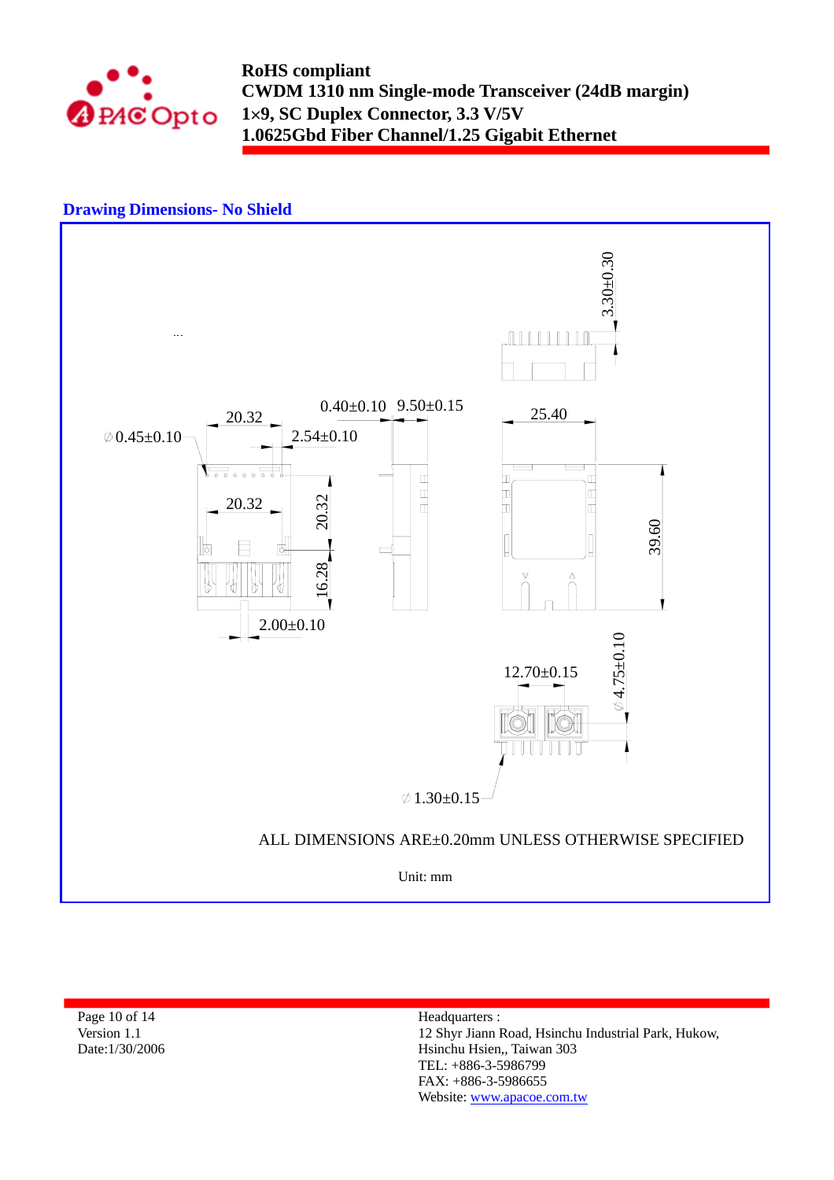## Drawing Dimensions- No Shield

3.30±0.30

20.32

∅0.45±0.10

0.40±0.10

9.50±0.15

2.54±0.10

25.40

20.32

20.32

39.60

16.28

2.00±0.10

∅4.75±0.10

12.70±0.15

∅1.30±0.15

ALL DIMENSIONS ARE±0.20mm UNLESS OTHERWISE SPECIFIED

Unit: mm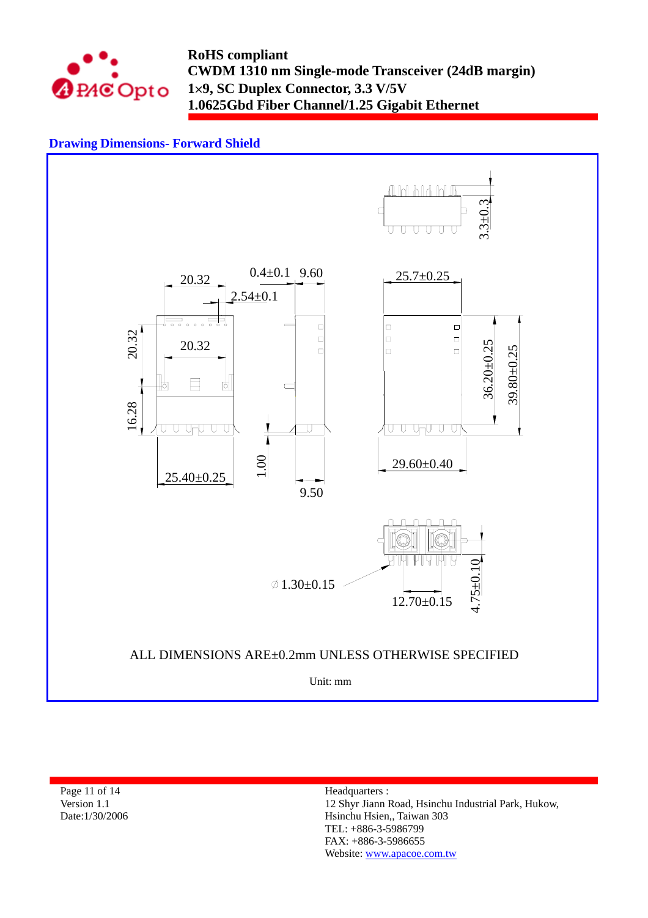## Drawing Dimensions- Forward Shield

3.3±0.3

20.32 &nbsp; 0.4±0.1 &nbsp; 9.60 &nbsp; 25.7±0.25

2.54±0.1

20.32 &nbsp; 20.32

16.28

36.20±0.25 &nbsp; 39.80±0.25

1.00

25.40±0.25 &nbsp; 9.50 &nbsp; 29.60±0.40

∅1.30±0.15 &nbsp; 12.70±0.15 &nbsp; 4.75±0.10

ALL DIMENSIONS ARE±0.2mm UNLESS OTHERWISE SPECIFIED

Unit: mm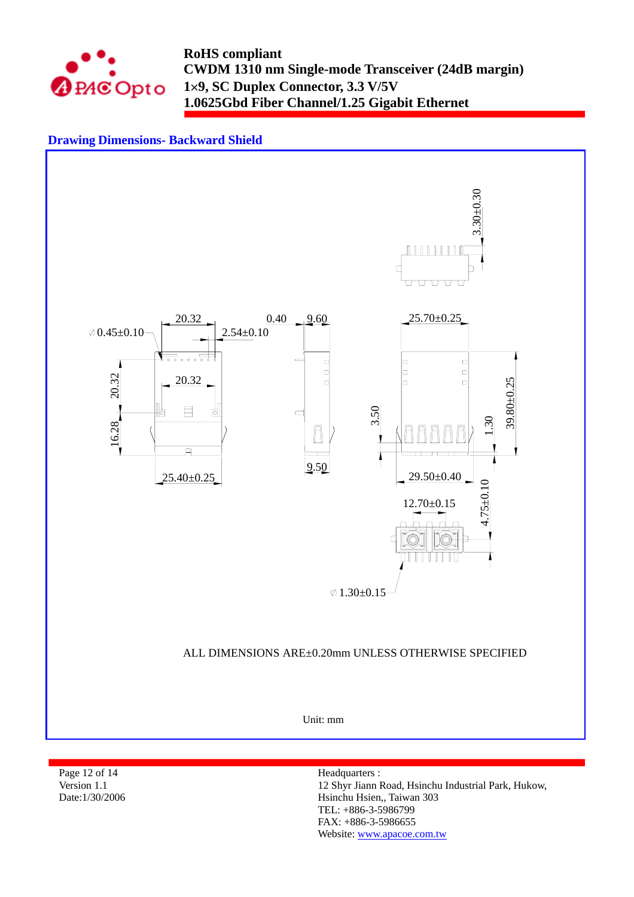## Drawing Dimensions- Backward Shield

3.30±0.30

20.32

0.40

9.60

25.70±0.25

∅0.45±0.10

2.54±0.10

20.32

20.32

3.50

1.30

39.80±0.25

16.28

9.50

25.40±0.25

29.50±0.40

4.75±0.10

12.70±0.15

∅1.30±0.15

ALL DIMENSIONS ARE±0.20mm UNLESS OTHERWISE SPECIFIED

Unit: mm

Page 12 of 14
Version 1.1
Date:1/30/2006

Headquarters :
12 Shyr Jiann Road, Hsinchu Industrial Park, Hukow,
Hsinchu Hsien,, Taiwan 303
TEL: +886-3-5986799
FAX: +886-3-5986655
Website: www.apacoe.com.tw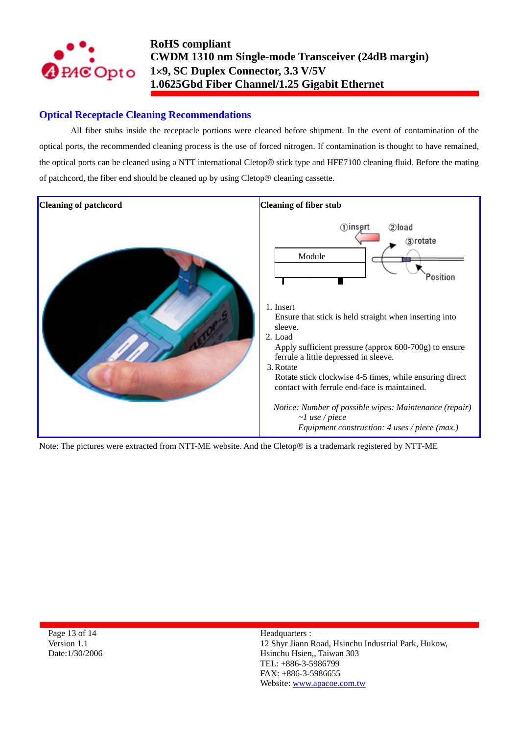## Optical Receptacle Cleaning Recommendations

All fiber stubs inside the receptacle portions were cleaned before shipment. In the event of contamination of the optical ports, the recommended cleaning process is the use of forced nitrogen. If contamination is thought to have remained, the optical ports can be cleaned using a NTT international Cletop® stick type and HFE7100 cleaning fluid. Before the mating of patchcord, the fiber end should be cleaned up by using Cletop® cleaning cassette.

| Cleaning of patchcord | Cleaning of fiber stub |
|---|---|
| | ①insert ②load ③rotate Module Position<br><br>1. Insert<br>Ensure that stick is held straight when inserting into sleeve.<br>2. Load<br>Apply sufficient pressure (approx 600-700g) to ensure ferrule a little depressed in sleeve.<br>3. Rotate<br>Rotate stick clockwise 4-5 times, while ensuring direct contact with ferrule end-face is maintained.<br><br>*Notice: Number of possible wipes: Maintenance (repair) ~1 use / piece*<br>*Equipment construction: 4 uses / piece (max.)* |

Note: The pictures were extracted from NTT-ME website. And the Cletop® is a trademark registered by NTT-ME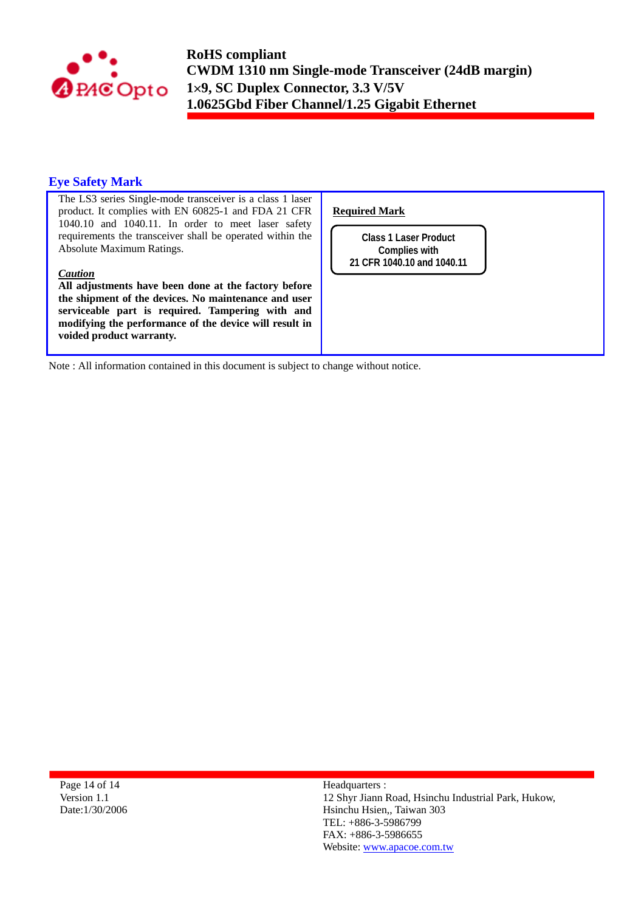## Eye Safety Mark

| | |
|---|---|
| The LS3 series Single-mode transceiver is a class 1 laser product. It complies with EN 60825-1 and FDA 21 CFR 1040.10 and 1040.11. In order to meet laser safety requirements the transceiver shall be operated within the Absolute Maximum Ratings.<br><br>***Caution***<br>**All adjustments have been done at the factory before the shipment of the devices. No maintenance and user serviceable part is required. Tampering with and modifying the performance of the device will result in voided product warranty.** | **Required Mark**<br><br>**Class 1 Laser Product**<br>**Complies with**<br>**21 CFR 1040.10 and 1040.11** |

Note : All information contained in this document is subject to change without notice.

Page 14 of 14
Version 1.1
Date:1/30/2006

Headquarters :
12 Shyr Jiann Road, Hsinchu Industrial Park, Hukow,
Hsinchu Hsien,, Taiwan 303
TEL: +886-3-5986799
FAX: +886-3-5986655
Website: www.apacoe.com.tw